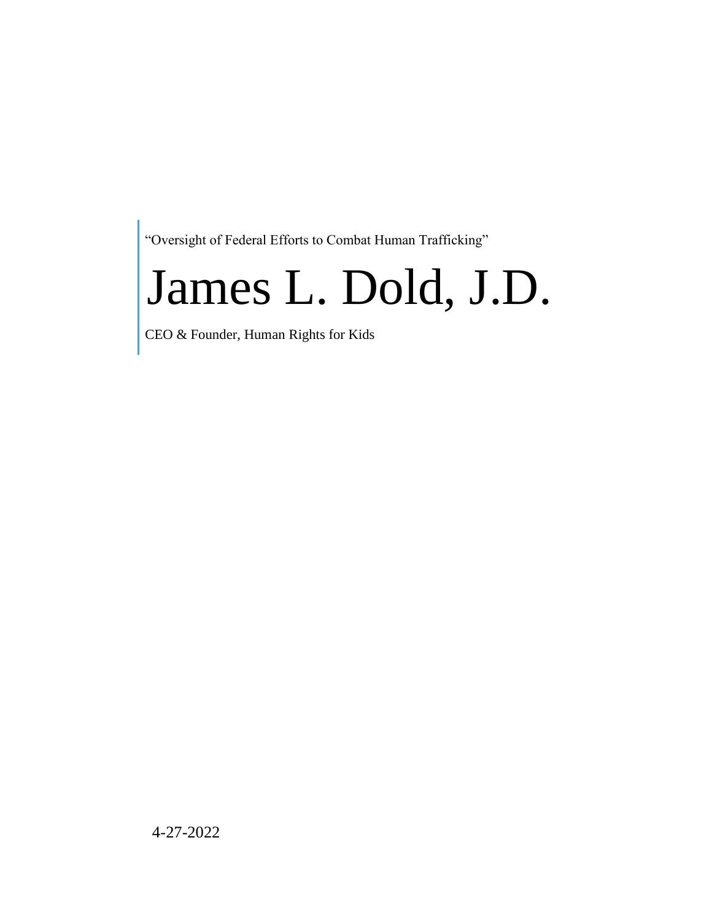"Oversight of Federal Efforts to Combat Human Trafficking"

# James L. Dold, J.D.

CEO & Founder, Human Rights for Kids

4-27-2022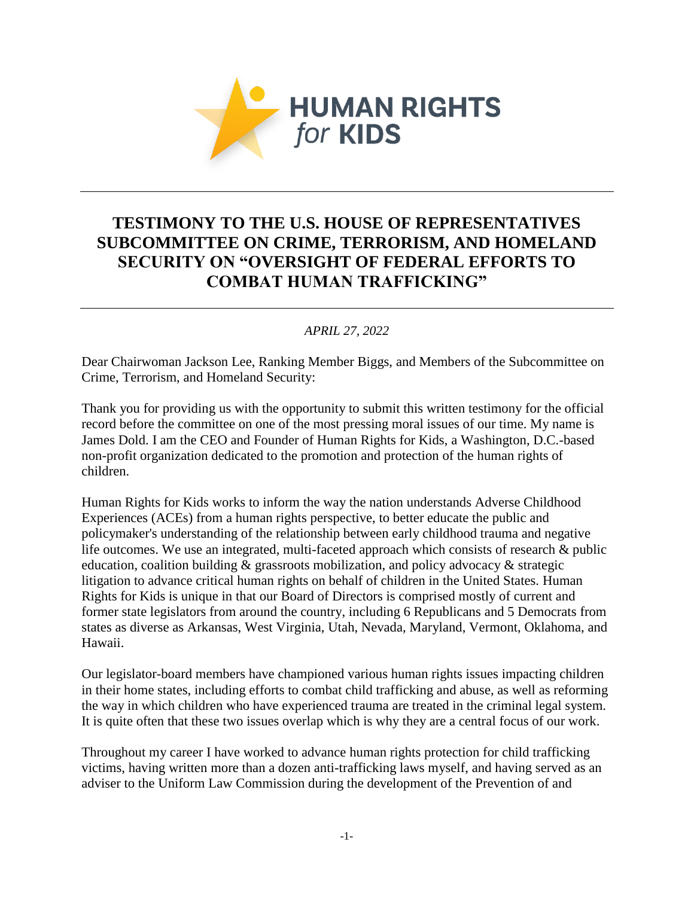HUMAN RIGHTS *for* KIDS

# TESTIMONY TO THE U.S. HOUSE OF REPRESENTATIVES SUBCOMMITTEE ON CRIME, TERRORISM, AND HOMELAND SECURITY ON "OVERSIGHT OF FEDERAL EFFORTS TO COMBAT HUMAN TRAFFICKING"

*APRIL 27, 2022*

Dear Chairwoman Jackson Lee, Ranking Member Biggs, and Members of the Subcommittee on Crime, Terrorism, and Homeland Security:

Thank you for providing us with the opportunity to submit this written testimony for the official record before the committee on one of the most pressing moral issues of our time. My name is James Dold. I am the CEO and Founder of Human Rights for Kids, a Washington, D.C.-based non-profit organization dedicated to the promotion and protection of the human rights of children.

Human Rights for Kids works to inform the way the nation understands Adverse Childhood Experiences (ACEs) from a human rights perspective, to better educate the public and policymaker's understanding of the relationship between early childhood trauma and negative life outcomes. We use an integrated, multi-faceted approach which consists of research & public education, coalition building & grassroots mobilization, and policy advocacy & strategic litigation to advance critical human rights on behalf of children in the United States. Human Rights for Kids is unique in that our Board of Directors is comprised mostly of current and former state legislators from around the country, including 6 Republicans and 5 Democrats from states as diverse as Arkansas, West Virginia, Utah, Nevada, Maryland, Vermont, Oklahoma, and Hawaii.

Our legislator-board members have championed various human rights issues impacting children in their home states, including efforts to combat child trafficking and abuse, as well as reforming the way in which children who have experienced trauma are treated in the criminal legal system. It is quite often that these two issues overlap which is why they are a central focus of our work.

Throughout my career I have worked to advance human rights protection for child trafficking victims, having written more than a dozen anti-trafficking laws myself, and having served as an adviser to the Uniform Law Commission during the development of the Prevention of and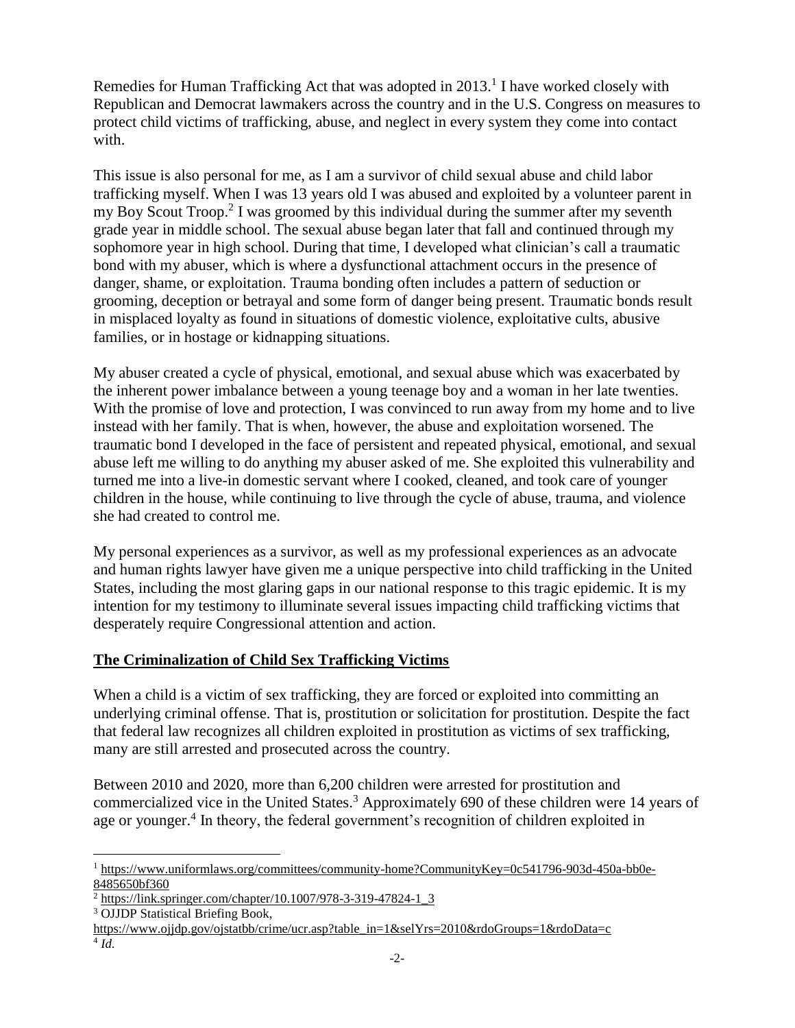Remedies for Human Trafficking Act that was adopted in 2013.[1] I have worked closely with Republican and Democrat lawmakers across the country and in the U.S. Congress on measures to protect child victims of trafficking, abuse, and neglect in every system they come into contact with.

This issue is also personal for me, as I am a survivor of child sexual abuse and child labor trafficking myself. When I was 13 years old I was abused and exploited by a volunteer parent in my Boy Scout Troop.[2] I was groomed by this individual during the summer after my seventh grade year in middle school. The sexual abuse began later that fall and continued through my sophomore year in high school. During that time, I developed what clinician's call a traumatic bond with my abuser, which is where a dysfunctional attachment occurs in the presence of danger, shame, or exploitation. Trauma bonding often includes a pattern of seduction or grooming, deception or betrayal and some form of danger being present. Traumatic bonds result in misplaced loyalty as found in situations of domestic violence, exploitative cults, abusive families, or in hostage or kidnapping situations.

My abuser created a cycle of physical, emotional, and sexual abuse which was exacerbated by the inherent power imbalance between a young teenage boy and a woman in her late twenties. With the promise of love and protection, I was convinced to run away from my home and to live instead with her family. That is when, however, the abuse and exploitation worsened. The traumatic bond I developed in the face of persistent and repeated physical, emotional, and sexual abuse left me willing to do anything my abuser asked of me. She exploited this vulnerability and turned me into a live-in domestic servant where I cooked, cleaned, and took care of younger children in the house, while continuing to live through the cycle of abuse, trauma, and violence she had created to control me.

My personal experiences as a survivor, as well as my professional experiences as an advocate and human rights lawyer have given me a unique perspective into child trafficking in the United States, including the most glaring gaps in our national response to this tragic epidemic. It is my intention for my testimony to illuminate several issues impacting child trafficking victims that desperately require Congressional attention and action.

## The Criminalization of Child Sex Trafficking Victims

When a child is a victim of sex trafficking, they are forced or exploited into committing an underlying criminal offense. That is, prostitution or solicitation for prostitution. Despite the fact that federal law recognizes all children exploited in prostitution as victims of sex trafficking, many are still arrested and prosecuted across the country.

Between 2010 and 2020, more than 6,200 children were arrested for prostitution and commercialized vice in the United States.[3] Approximately 690 of these children were 14 years of age or younger.[4] In theory, the federal government's recognition of children exploited in

[1] https://www.uniformlaws.org/committees/community-home?CommunityKey=0c541796-903d-450a-bb0e-8485650bf360

[2] https://link.springer.com/chapter/10.1007/978-3-319-47824-1_3

[3] OJJDP Statistical Briefing Book, https://www.ojjdp.gov/ojstatbb/crime/ucr.asp?table_in=1&selYrs=2010&rdoGroups=1&rdoData=c

[4] *Id.*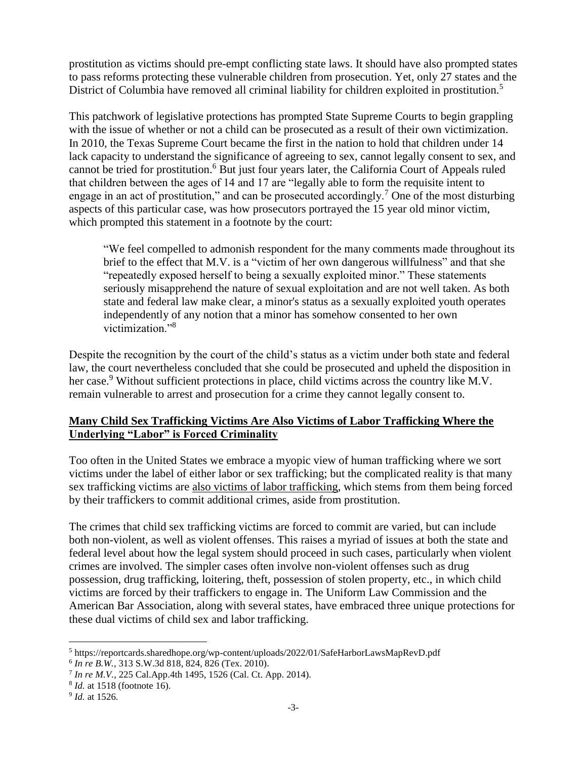prostitution as victims should pre-empt conflicting state laws. It should have also prompted states to pass reforms protecting these vulnerable children from prosecution. Yet, only 27 states and the District of Columbia have removed all criminal liability for children exploited in prostitution.[5]

This patchwork of legislative protections has prompted State Supreme Courts to begin grappling with the issue of whether or not a child can be prosecuted as a result of their own victimization. In 2010, the Texas Supreme Court became the first in the nation to hold that children under 14 lack capacity to understand the significance of agreeing to sex, cannot legally consent to sex, and cannot be tried for prostitution.[6] But just four years later, the California Court of Appeals ruled that children between the ages of 14 and 17 are "legally able to form the requisite intent to engage in an act of prostitution," and can be prosecuted accordingly.[7] One of the most disturbing aspects of this particular case, was how prosecutors portrayed the 15 year old minor victim, which prompted this statement in a footnote by the court:

> "We feel compelled to admonish respondent for the many comments made throughout its brief to the effect that M.V. is a "victim of her own dangerous willfulness" and that she "repeatedly exposed herself to being a sexually exploited minor." These statements seriously misapprehend the nature of sexual exploitation and are not well taken. As both state and federal law make clear, a minor's status as a sexually exploited youth operates independently of any notion that a minor has somehow consented to her own victimization."[8]

Despite the recognition by the court of the child's status as a victim under both state and federal law, the court nevertheless concluded that she could be prosecuted and upheld the disposition in her case.[9] Without sufficient protections in place, child victims across the country like M.V. remain vulnerable to arrest and prosecution for a crime they cannot legally consent to.

## Many Child Sex Trafficking Victims Are Also Victims of Labor Trafficking Where the Underlying "Labor" is Forced Criminality

Too often in the United States we embrace a myopic view of human trafficking where we sort victims under the label of either labor or sex trafficking; but the complicated reality is that many sex trafficking victims are also victims of labor trafficking, which stems from them being forced by their traffickers to commit additional crimes, aside from prostitution.

The crimes that child sex trafficking victims are forced to commit are varied, but can include both non-violent, as well as violent offenses. This raises a myriad of issues at both the state and federal level about how the legal system should proceed in such cases, particularly when violent crimes are involved. The simpler cases often involve non-violent offenses such as drug possession, drug trafficking, loitering, theft, possession of stolen property, etc., in which child victims are forced by their traffickers to engage in. The Uniform Law Commission and the American Bar Association, along with several states, have embraced three unique protections for these dual victims of child sex and labor trafficking.

---

[5] https://reportcards.sharedhope.org/wp-content/uploads/2022/01/SafeHarborLawsMapRevD.pdf

[6] *In re B.W.*, 313 S.W.3d 818, 824, 826 (Tex. 2010).

[7] *In re M.V.*, 225 Cal.App.4th 1495, 1526 (Cal. Ct. App. 2014).

[8] *Id.* at 1518 (footnote 16).

[9] *Id.* at 1526.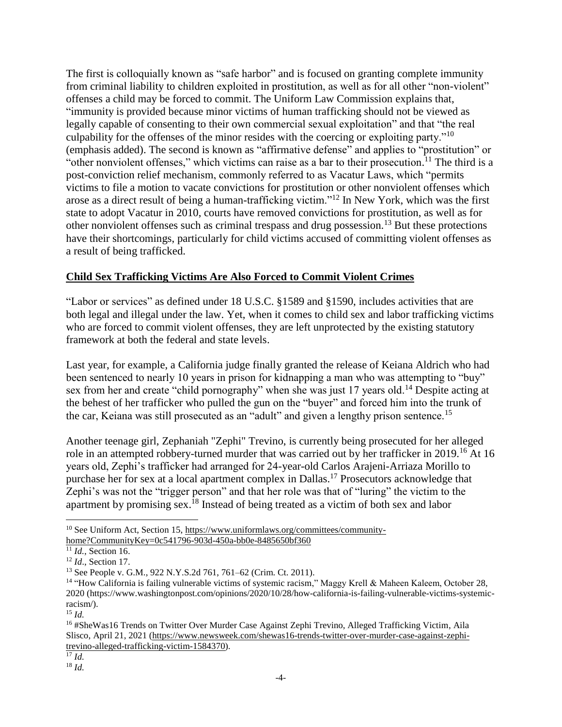The first is colloquially known as "safe harbor" and is focused on granting complete immunity from criminal liability to children exploited in prostitution, as well as for all other "non-violent" offenses a child may be forced to commit. The Uniform Law Commission explains that, "immunity is provided because minor victims of human trafficking should not be viewed as legally capable of consenting to their own commercial sexual exploitation" and that "the real culpability for the offenses of the minor resides with the coercing or exploiting party."[10] (emphasis added). The second is known as "affirmative defense" and applies to "prostitution" or "other nonviolent offenses," which victims can raise as a bar to their prosecution.[11] The third is a post-conviction relief mechanism, commonly referred to as Vacatur Laws, which "permits victims to file a motion to vacate convictions for prostitution or other nonviolent offenses which arose as a direct result of being a human-trafficking victim."[12] In New York, which was the first state to adopt Vacatur in 2010, courts have removed convictions for prostitution, as well as for other nonviolent offenses such as criminal trespass and drug possession.[13] But these protections have their shortcomings, particularly for child victims accused of committing violent offenses as a result of being trafficked.

**Child Sex Trafficking Victims Are Also Forced to Commit Violent Crimes**

"Labor or services" as defined under 18 U.S.C. §1589 and §1590, includes activities that are both legal and illegal under the law. Yet, when it comes to child sex and labor trafficking victims who are forced to commit violent offenses, they are left unprotected by the existing statutory framework at both the federal and state levels.

Last year, for example, a California judge finally granted the release of Keiana Aldrich who had been sentenced to nearly 10 years in prison for kidnapping a man who was attempting to "buy" sex from her and create "child pornography" when she was just 17 years old.[14] Despite acting at the behest of her trafficker who pulled the gun on the "buyer" and forced him into the trunk of the car, Keiana was still prosecuted as an "adult" and given a lengthy prison sentence.[15]

Another teenage girl, Zephaniah "Zephi" Trevino, is currently being prosecuted for her alleged role in an attempted robbery-turned murder that was carried out by her trafficker in 2019.[16] At 16 years old, Zephi's trafficker had arranged for 24-year-old Carlos Arajeni-Arriaza Morillo to purchase her for sex at a local apartment complex in Dallas.[17] Prosecutors acknowledge that Zephi's was not the "trigger person" and that her role was that of "luring" the victim to the apartment by promising sex.[18] Instead of being treated as a victim of both sex and labor

---

[10] See Uniform Act, Section 15, https://www.uniformlaws.org/committees/community-home?CommunityKey=0c541796-903d-450a-bb0e-8485650bf360

[11] *Id.*, Section 16.

[12] *Id*., Section 17.

[13] See People v. G.M., 922 N.Y.S.2d 761, 761–62 (Crim. Ct. 2011).

[14] "How California is failing vulnerable victims of systemic racism," Maggy Krell & Maheen Kaleem, October 28, 2020 (https://www.washingtonpost.com/opinions/2020/10/28/how-california-is-failing-vulnerable-victims-systemic-racism/).

[15] *Id.*

[16] #SheWas16 Trends on Twitter Over Murder Case Against Zephi Trevino, Alleged Trafficking Victim, Aila Slisco, April 21, 2021 (https://www.newsweek.com/shewas16-trends-twitter-over-murder-case-against-zephi-trevino-alleged-trafficking-victim-1584370).

[17] *Id.*

[18] *Id.*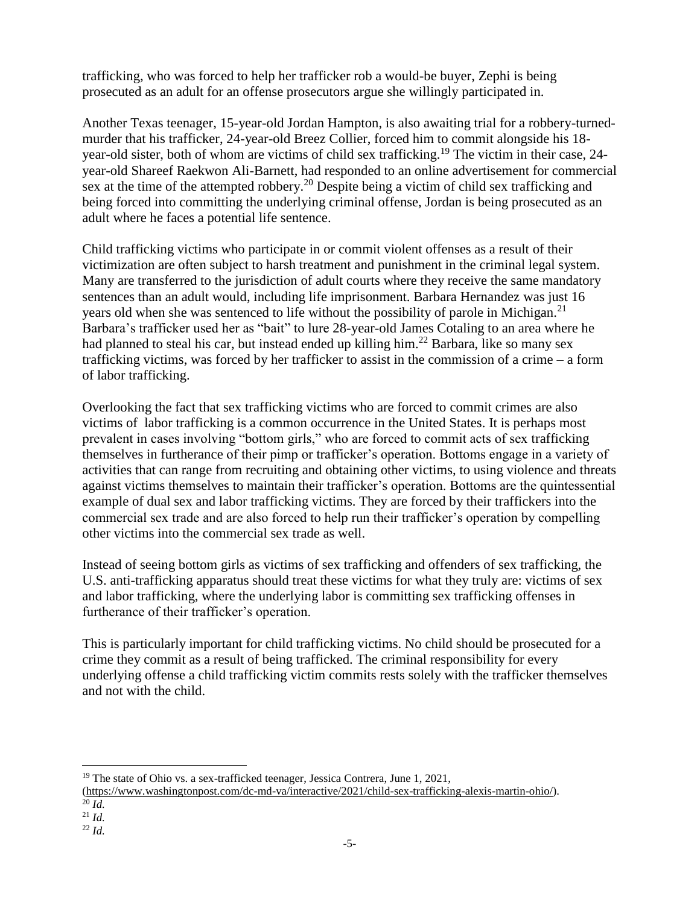trafficking, who was forced to help her trafficker rob a would-be buyer, Zephi is being prosecuted as an adult for an offense prosecutors argue she willingly participated in.

Another Texas teenager, 15-year-old Jordan Hampton, is also awaiting trial for a robbery-turned-murder that his trafficker, 24-year-old Breez Collier, forced him to commit alongside his 18-year-old sister, both of whom are victims of child sex trafficking.[19] The victim in their case, 24-year-old Shareef Raekwon Ali-Barnett, had responded to an online advertisement for commercial sex at the time of the attempted robbery.[20] Despite being a victim of child sex trafficking and being forced into committing the underlying criminal offense, Jordan is being prosecuted as an adult where he faces a potential life sentence.

Child trafficking victims who participate in or commit violent offenses as a result of their victimization are often subject to harsh treatment and punishment in the criminal legal system. Many are transferred to the jurisdiction of adult courts where they receive the same mandatory sentences than an adult would, including life imprisonment. Barbara Hernandez was just 16 years old when she was sentenced to life without the possibility of parole in Michigan.[21] Barbara's trafficker used her as "bait" to lure 28-year-old James Cotaling to an area where he had planned to steal his car, but instead ended up killing him.[22] Barbara, like so many sex trafficking victims, was forced by her trafficker to assist in the commission of a crime – a form of labor trafficking.

Overlooking the fact that sex trafficking victims who are forced to commit crimes are also victims of labor trafficking is a common occurrence in the United States. It is perhaps most prevalent in cases involving "bottom girls," who are forced to commit acts of sex trafficking themselves in furtherance of their pimp or trafficker's operation. Bottoms engage in a variety of activities that can range from recruiting and obtaining other victims, to using violence and threats against victims themselves to maintain their trafficker's operation. Bottoms are the quintessential example of dual sex and labor trafficking victims. They are forced by their traffickers into the commercial sex trade and are also forced to help run their trafficker's operation by compelling other victims into the commercial sex trade as well.

Instead of seeing bottom girls as victims of sex trafficking and offenders of sex trafficking, the U.S. anti-trafficking apparatus should treat these victims for what they truly are: victims of sex and labor trafficking, where the underlying labor is committing sex trafficking offenses in furtherance of their trafficker's operation.

This is particularly important for child trafficking victims. No child should be prosecuted for a crime they commit as a result of being trafficked. The criminal responsibility for every underlying offense a child trafficking victim commits rests solely with the trafficker themselves and not with the child.

---

[19] The state of Ohio vs. a sex-trafficked teenager, Jessica Contrera, June 1, 2021, (https://www.washingtonpost.com/dc-md-va/interactive/2021/child-sex-trafficking-alexis-martin-ohio/).

[20] *Id.*

[21] *Id.*

[22] *Id.*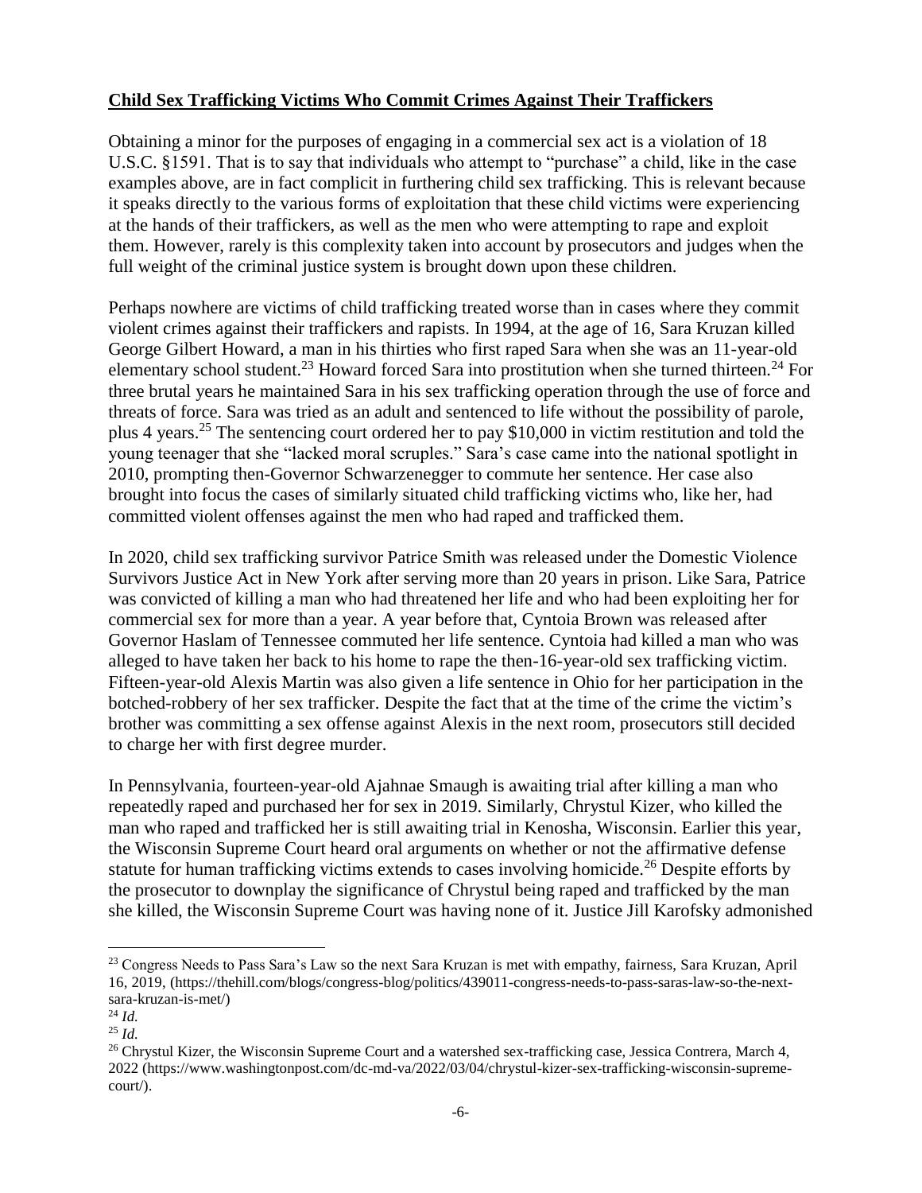**Child Sex Trafficking Victims Who Commit Crimes Against Their Traffickers**

Obtaining a minor for the purposes of engaging in a commercial sex act is a violation of 18 U.S.C. §1591. That is to say that individuals who attempt to "purchase" a child, like in the case examples above, are in fact complicit in furthering child sex trafficking. This is relevant because it speaks directly to the various forms of exploitation that these child victims were experiencing at the hands of their traffickers, as well as the men who were attempting to rape and exploit them. However, rarely is this complexity taken into account by prosecutors and judges when the full weight of the criminal justice system is brought down upon these children.

Perhaps nowhere are victims of child trafficking treated worse than in cases where they commit violent crimes against their traffickers and rapists. In 1994, at the age of 16, Sara Kruzan killed George Gilbert Howard, a man in his thirties who first raped Sara when she was an 11-year-old elementary school student.[23] Howard forced Sara into prostitution when she turned thirteen.[24] For three brutal years he maintained Sara in his sex trafficking operation through the use of force and threats of force. Sara was tried as an adult and sentenced to life without the possibility of parole, plus 4 years.[25] The sentencing court ordered her to pay $10,000 in victim restitution and told the young teenager that she "lacked moral scruples." Sara's case came into the national spotlight in 2010, prompting then-Governor Schwarzenegger to commute her sentence. Her case also brought into focus the cases of similarly situated child trafficking victims who, like her, had committed violent offenses against the men who had raped and trafficked them.

In 2020, child sex trafficking survivor Patrice Smith was released under the Domestic Violence Survivors Justice Act in New York after serving more than 20 years in prison. Like Sara, Patrice was convicted of killing a man who had threatened her life and who had been exploiting her for commercial sex for more than a year. A year before that, Cyntoia Brown was released after Governor Haslam of Tennessee commuted her life sentence. Cyntoia had killed a man who was alleged to have taken her back to his home to rape the then-16-year-old sex trafficking victim. Fifteen-year-old Alexis Martin was also given a life sentence in Ohio for her participation in the botched-robbery of her sex trafficker. Despite the fact that at the time of the crime the victim's brother was committing a sex offense against Alexis in the next room, prosecutors still decided to charge her with first degree murder.

In Pennsylvania, fourteen-year-old Ajahnae Smaugh is awaiting trial after killing a man who repeatedly raped and purchased her for sex in 2019. Similarly, Chrystul Kizer, who killed the man who raped and trafficked her is still awaiting trial in Kenosha, Wisconsin. Earlier this year, the Wisconsin Supreme Court heard oral arguments on whether or not the affirmative defense statute for human trafficking victims extends to cases involving homicide.[26] Despite efforts by the prosecutor to downplay the significance of Chrystul being raped and trafficked by the man she killed, the Wisconsin Supreme Court was having none of it. Justice Jill Karofsky admonished

---

[23] Congress Needs to Pass Sara's Law so the next Sara Kruzan is met with empathy, fairness, Sara Kruzan, April 16, 2019, (https://thehill.com/blogs/congress-blog/politics/439011-congress-needs-to-pass-saras-law-so-the-next-sara-kruzan-is-met/)

[24] *Id.*

[25] *Id.*

[26] Chrystul Kizer, the Wisconsin Supreme Court and a watershed sex-trafficking case, Jessica Contrera, March 4, 2022 (https://www.washingtonpost.com/dc-md-va/2022/03/04/chrystul-kizer-sex-trafficking-wisconsin-supreme-court/).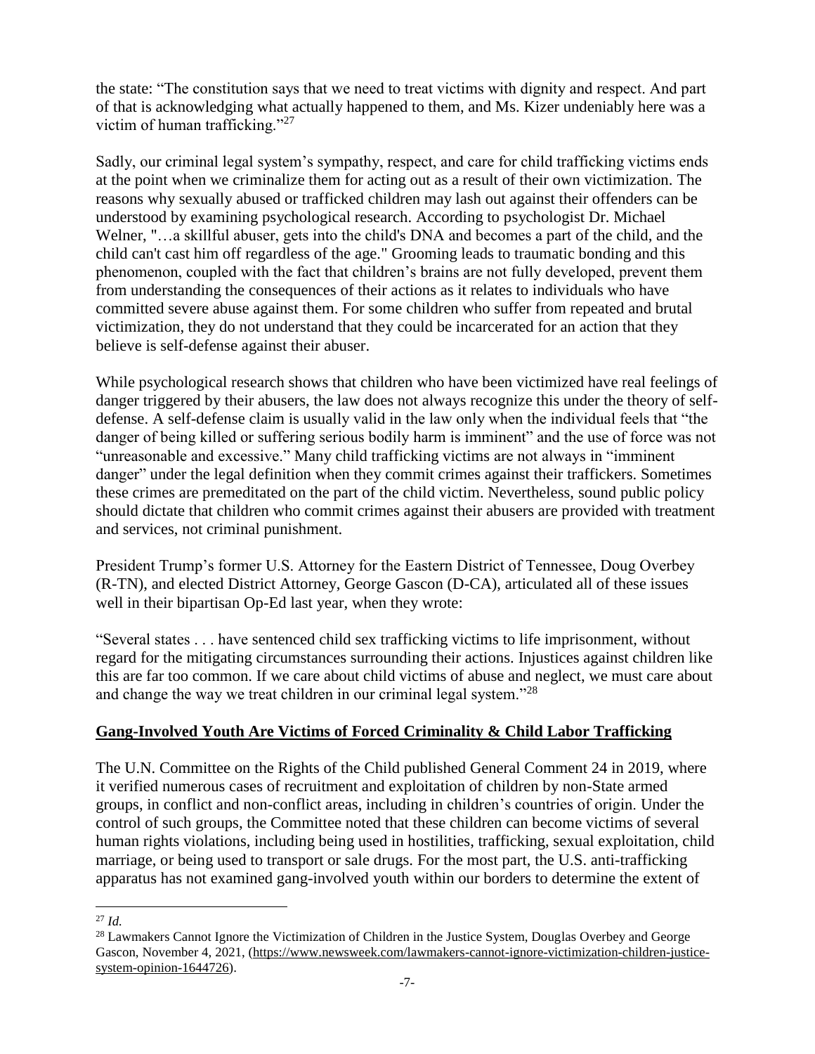the state: "The constitution says that we need to treat victims with dignity and respect. And part of that is acknowledging what actually happened to them, and Ms. Kizer undeniably here was a victim of human trafficking."[27]

Sadly, our criminal legal system's sympathy, respect, and care for child trafficking victims ends at the point when we criminalize them for acting out as a result of their own victimization. The reasons why sexually abused or trafficked children may lash out against their offenders can be understood by examining psychological research. According to psychologist Dr. Michael Welner, "…a skillful abuser, gets into the child's DNA and becomes a part of the child, and the child can't cast him off regardless of the age." Grooming leads to traumatic bonding and this phenomenon, coupled with the fact that children's brains are not fully developed, prevent them from understanding the consequences of their actions as it relates to individuals who have committed severe abuse against them. For some children who suffer from repeated and brutal victimization, they do not understand that they could be incarcerated for an action that they believe is self-defense against their abuser.

While psychological research shows that children who have been victimized have real feelings of danger triggered by their abusers, the law does not always recognize this under the theory of self-defense. A self-defense claim is usually valid in the law only when the individual feels that "the danger of being killed or suffering serious bodily harm is imminent" and the use of force was not "unreasonable and excessive." Many child trafficking victims are not always in "imminent danger" under the legal definition when they commit crimes against their traffickers. Sometimes these crimes are premeditated on the part of the child victim. Nevertheless, sound public policy should dictate that children who commit crimes against their abusers are provided with treatment and services, not criminal punishment.

President Trump's former U.S. Attorney for the Eastern District of Tennessee, Doug Overbey (R-TN), and elected District Attorney, George Gascon (D-CA), articulated all of these issues well in their bipartisan Op-Ed last year, when they wrote:

"Several states . . . have sentenced child sex trafficking victims to life imprisonment, without regard for the mitigating circumstances surrounding their actions. Injustices against children like this are far too common. If we care about child victims of abuse and neglect, we must care about and change the way we treat children in our criminal legal system."[28]

## Gang-Involved Youth Are Victims of Forced Criminality & Child Labor Trafficking

The U.N. Committee on the Rights of the Child published General Comment 24 in 2019, where it verified numerous cases of recruitment and exploitation of children by non-State armed groups, in conflict and non-conflict areas, including in children's countries of origin. Under the control of such groups, the Committee noted that these children can become victims of several human rights violations, including being used in hostilities, trafficking, sexual exploitation, child marriage, or being used to transport or sale drugs. For the most part, the U.S. anti-trafficking apparatus has not examined gang-involved youth within our borders to determine the extent of

---

[27] *Id.*

[28] Lawmakers Cannot Ignore the Victimization of Children in the Justice System, Douglas Overbey and George Gascon, November 4, 2021, (https://www.newsweek.com/lawmakers-cannot-ignore-victimization-children-justice-system-opinion-1644726).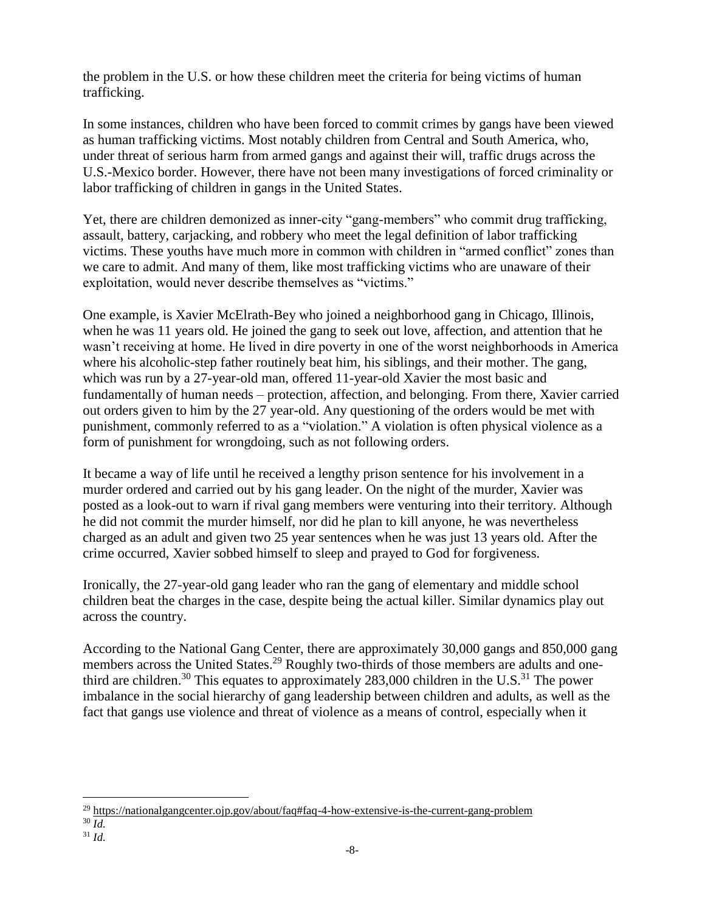the problem in the U.S. or how these children meet the criteria for being victims of human trafficking.

In some instances, children who have been forced to commit crimes by gangs have been viewed as human trafficking victims. Most notably children from Central and South America, who, under threat of serious harm from armed gangs and against their will, traffic drugs across the U.S.-Mexico border. However, there have not been many investigations of forced criminality or labor trafficking of children in gangs in the United States.

Yet, there are children demonized as inner-city "gang-members" who commit drug trafficking, assault, battery, carjacking, and robbery who meet the legal definition of labor trafficking victims. These youths have much more in common with children in "armed conflict" zones than we care to admit. And many of them, like most trafficking victims who are unaware of their exploitation, would never describe themselves as "victims."

One example, is Xavier McElrath-Bey who joined a neighborhood gang in Chicago, Illinois, when he was 11 years old. He joined the gang to seek out love, affection, and attention that he wasn't receiving at home. He lived in dire poverty in one of the worst neighborhoods in America where his alcoholic-step father routinely beat him, his siblings, and their mother. The gang, which was run by a 27-year-old man, offered 11-year-old Xavier the most basic and fundamentally of human needs – protection, affection, and belonging. From there, Xavier carried out orders given to him by the 27 year-old. Any questioning of the orders would be met with punishment, commonly referred to as a "violation." A violation is often physical violence as a form of punishment for wrongdoing, such as not following orders.

It became a way of life until he received a lengthy prison sentence for his involvement in a murder ordered and carried out by his gang leader. On the night of the murder, Xavier was posted as a look-out to warn if rival gang members were venturing into their territory. Although he did not commit the murder himself, nor did he plan to kill anyone, he was nevertheless charged as an adult and given two 25 year sentences when he was just 13 years old. After the crime occurred, Xavier sobbed himself to sleep and prayed to God for forgiveness.

Ironically, the 27-year-old gang leader who ran the gang of elementary and middle school children beat the charges in the case, despite being the actual killer. Similar dynamics play out across the country.

According to the National Gang Center, there are approximately 30,000 gangs and 850,000 gang members across the United States.[29] Roughly two-thirds of those members are adults and one-third are children.[30] This equates to approximately 283,000 children in the U.S.[31] The power imbalance in the social hierarchy of gang leadership between children and adults, as well as the fact that gangs use violence and threat of violence as a means of control, especially when it

---

[29] https://nationalgangcenter.ojp.gov/about/faq#faq-4-how-extensive-is-the-current-gang-problem

[30] *Id.*

[31] *Id.*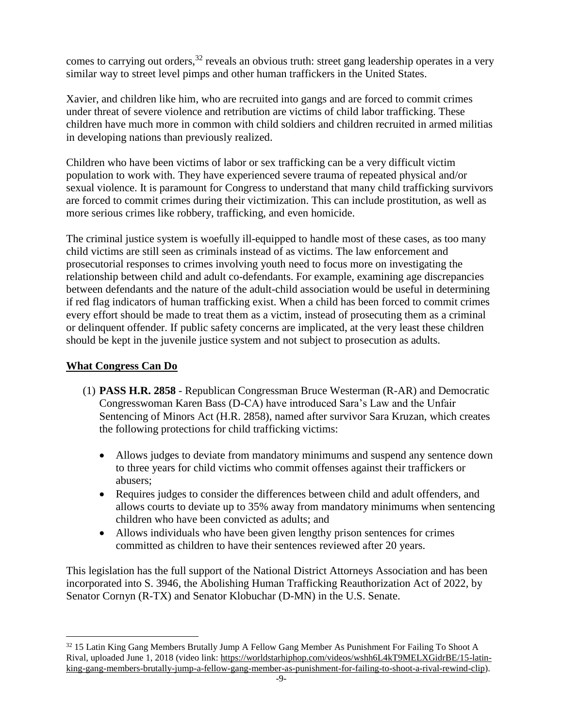comes to carrying out orders,[32] reveals an obvious truth: street gang leadership operates in a very similar way to street level pimps and other human traffickers in the United States.

Xavier, and children like him, who are recruited into gangs and are forced to commit crimes under threat of severe violence and retribution are victims of child labor trafficking. These children have much more in common with child soldiers and children recruited in armed militias in developing nations than previously realized.

Children who have been victims of labor or sex trafficking can be a very difficult victim population to work with. They have experienced severe trauma of repeated physical and/or sexual violence. It is paramount for Congress to understand that many child trafficking survivors are forced to commit crimes during their victimization. This can include prostitution, as well as more serious crimes like robbery, trafficking, and even homicide.

The criminal justice system is woefully ill-equipped to handle most of these cases, as too many child victims are still seen as criminals instead of as victims. The law enforcement and prosecutorial responses to crimes involving youth need to focus more on investigating the relationship between child and adult co-defendants. For example, examining age discrepancies between defendants and the nature of the adult-child association would be useful in determining if red flag indicators of human trafficking exist. When a child has been forced to commit crimes every effort should be made to treat them as a victim, instead of prosecuting them as a criminal or delinquent offender. If public safety concerns are implicated, at the very least these children should be kept in the juvenile justice system and not subject to prosecution as adults.

## What Congress Can Do

(1) **PASS H.R. 2858** - Republican Congressman Bruce Westerman (R-AR) and Democratic Congresswoman Karen Bass (D-CA) have introduced Sara's Law and the Unfair Sentencing of Minors Act (H.R. 2858), named after survivor Sara Kruzan, which creates the following protections for child trafficking victims:

- Allows judges to deviate from mandatory minimums and suspend any sentence down to three years for child victims who commit offenses against their traffickers or abusers;
- Requires judges to consider the differences between child and adult offenders, and allows courts to deviate up to 35% away from mandatory minimums when sentencing children who have been convicted as adults; and
- Allows individuals who have been given lengthy prison sentences for crimes committed as children to have their sentences reviewed after 20 years.

This legislation has the full support of the National District Attorneys Association and has been incorporated into S. 3946, the Abolishing Human Trafficking Reauthorization Act of 2022, by Senator Cornyn (R-TX) and Senator Klobuchar (D-MN) in the U.S. Senate.

---

[32] 15 Latin King Gang Members Brutally Jump A Fellow Gang Member As Punishment For Failing To Shoot A Rival, uploaded June 1, 2018 (video link: https://worldstarhiphop.com/videos/wshh6L4kT9MELXGidrBE/15-latin-king-gang-members-brutally-jump-a-fellow-gang-member-as-punishment-for-failing-to-shoot-a-rival-rewind-clip).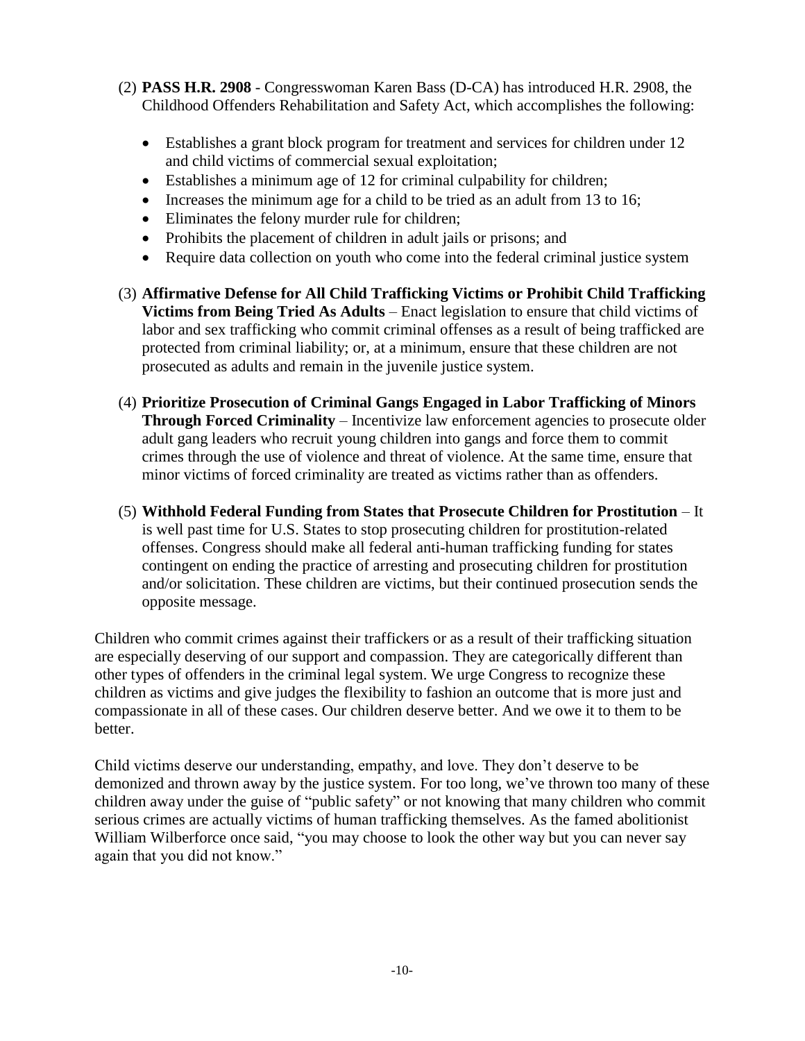(2) **PASS H.R. 2908** - Congresswoman Karen Bass (D-CA) has introduced H.R. 2908, the Childhood Offenders Rehabilitation and Safety Act, which accomplishes the following:

- Establishes a grant block program for treatment and services for children under 12 and child victims of commercial sexual exploitation;
- Establishes a minimum age of 12 for criminal culpability for children;
- Increases the minimum age for a child to be tried as an adult from 13 to 16;
- Eliminates the felony murder rule for children;
- Prohibits the placement of children in adult jails or prisons; and
- Require data collection on youth who come into the federal criminal justice system

(3) **Affirmative Defense for All Child Trafficking Victims or Prohibit Child Trafficking Victims from Being Tried As Adults** – Enact legislation to ensure that child victims of labor and sex trafficking who commit criminal offenses as a result of being trafficked are protected from criminal liability; or, at a minimum, ensure that these children are not prosecuted as adults and remain in the juvenile justice system.

(4) **Prioritize Prosecution of Criminal Gangs Engaged in Labor Trafficking of Minors Through Forced Criminality** – Incentivize law enforcement agencies to prosecute older adult gang leaders who recruit young children into gangs and force them to commit crimes through the use of violence and threat of violence. At the same time, ensure that minor victims of forced criminality are treated as victims rather than as offenders.

(5) **Withhold Federal Funding from States that Prosecute Children for Prostitution** – It is well past time for U.S. States to stop prosecuting children for prostitution-related offenses. Congress should make all federal anti-human trafficking funding for states contingent on ending the practice of arresting and prosecuting children for prostitution and/or solicitation. These children are victims, but their continued prosecution sends the opposite message.

Children who commit crimes against their traffickers or as a result of their trafficking situation are especially deserving of our support and compassion. They are categorically different than other types of offenders in the criminal legal system. We urge Congress to recognize these children as victims and give judges the flexibility to fashion an outcome that is more just and compassionate in all of these cases. Our children deserve better. And we owe it to them to be better.

Child victims deserve our understanding, empathy, and love. They don't deserve to be demonized and thrown away by the justice system. For too long, we've thrown too many of these children away under the guise of "public safety" or not knowing that many children who commit serious crimes are actually victims of human trafficking themselves. As the famed abolitionist William Wilberforce once said, "you may choose to look the other way but you can never say again that you did not know."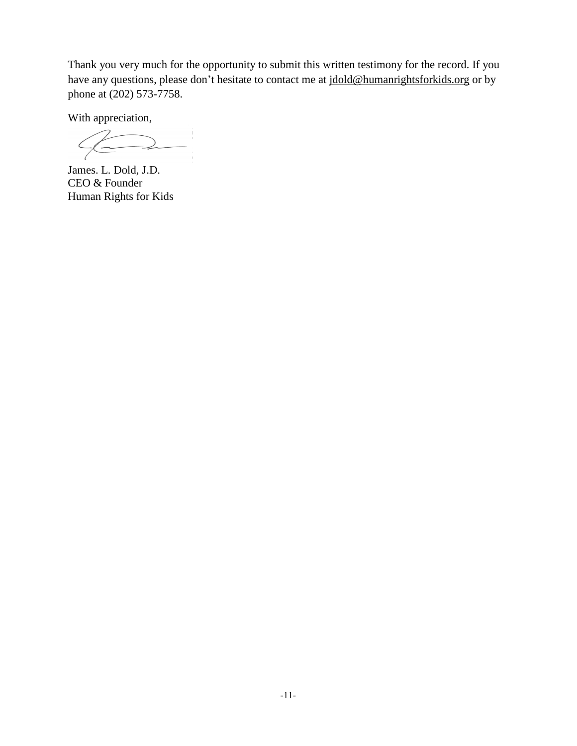Thank you very much for the opportunity to submit this written testimony for the record. If you have any questions, please don't hesitate to contact me at jdold@humanrightsforkids.org or by phone at (202) 573-7758.

With appreciation,

James. L. Dold, J.D.
CEO & Founder
Human Rights for Kids